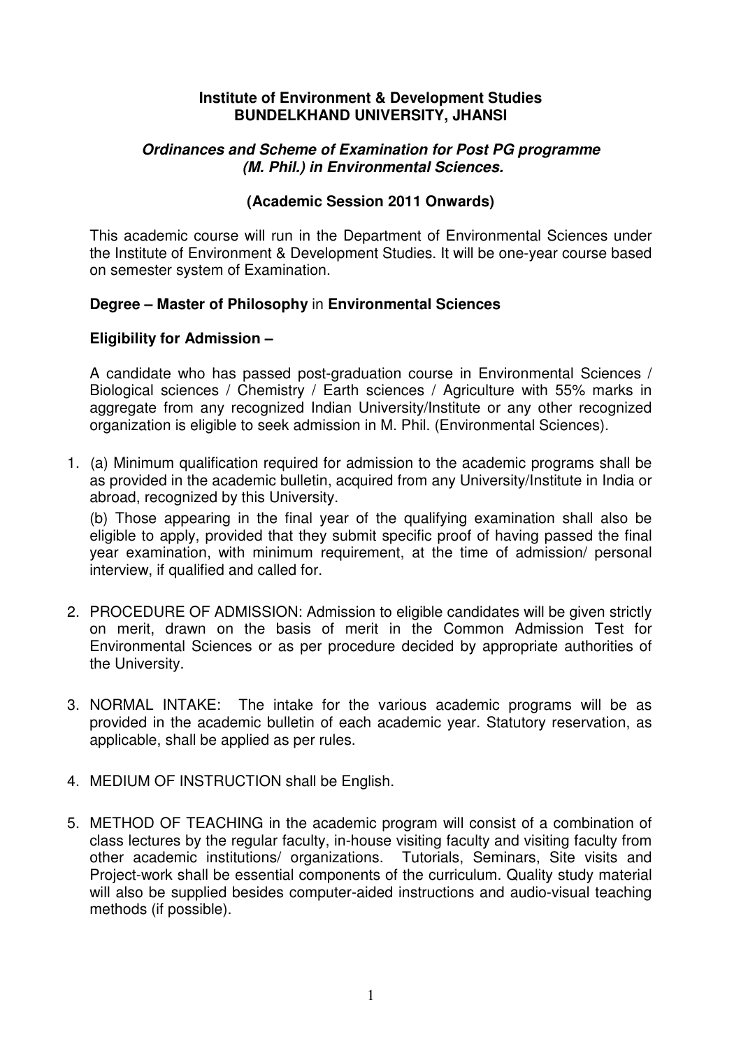**Institute of Environment & Development Studies**
**BUNDELKHAND UNIVERSITY, JHANSI**

***Ordinances and Scheme of Examination for Post PG programme (M. Phil.) in Environmental Sciences.***

**(Academic Session 2011 Onwards)**

This academic course will run in the Department of Environmental Sciences under the Institute of Environment & Development Studies. It will be one-year course based on semester system of Examination.

**Degree – Master of Philosophy** in **Environmental Sciences**

**Eligibility for Admission –**

A candidate who has passed post-graduation course in Environmental Sciences / Biological sciences / Chemistry / Earth sciences / Agriculture with 55% marks in aggregate from any recognized Indian University/Institute or any other recognized organization is eligible to seek admission in M. Phil. (Environmental Sciences).

1. (a) Minimum qualification required for admission to the academic programs shall be as provided in the academic bulletin, acquired from any University/Institute in India or abroad, recognized by this University.

   (b) Those appearing in the final year of the qualifying examination shall also be eligible to apply, provided that they submit specific proof of having passed the final year examination, with minimum requirement, at the time of admission/ personal interview, if qualified and called for.

2. PROCEDURE OF ADMISSION: Admission to eligible candidates will be given strictly on merit, drawn on the basis of merit in the Common Admission Test for Environmental Sciences or as per procedure decided by appropriate authorities of the University.

3. NORMAL INTAKE: The intake for the various academic programs will be as provided in the academic bulletin of each academic year. Statutory reservation, as applicable, shall be applied as per rules.

4. MEDIUM OF INSTRUCTION shall be English.

5. METHOD OF TEACHING in the academic program will consist of a combination of class lectures by the regular faculty, in-house visiting faculty and visiting faculty from other academic institutions/ organizations. Tutorials, Seminars, Site visits and Project-work shall be essential components of the curriculum. Quality study material will also be supplied besides computer-aided instructions and audio-visual teaching methods (if possible).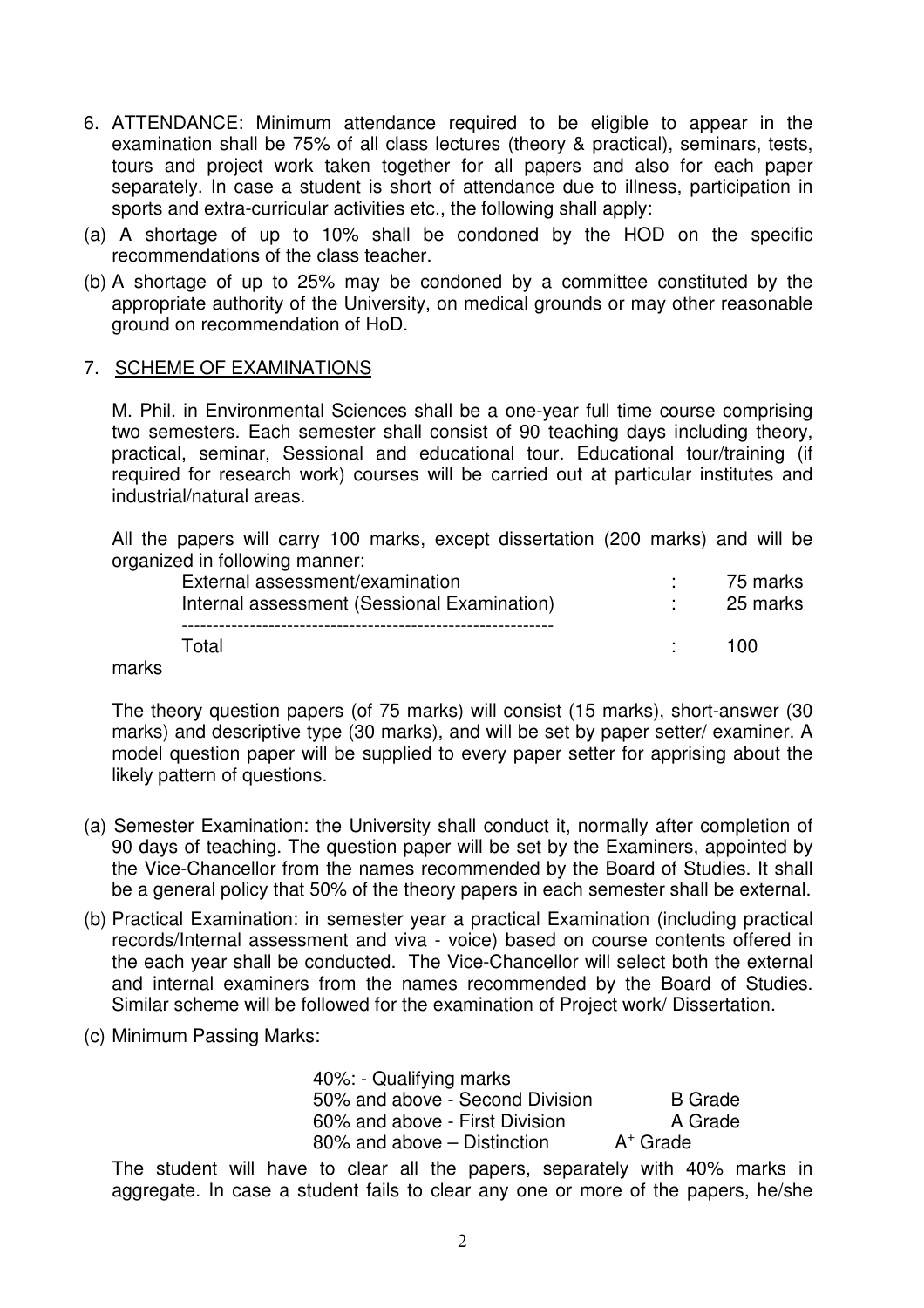6. ATTENDANCE: Minimum attendance required to be eligible to appear in the examination shall be 75% of all class lectures (theory & practical), seminars, tests, tours and project work taken together for all papers and also for each paper separately. In case a student is short of attendance due to illness, participation in sports and extra-curricular activities etc., the following shall apply:

(a) A shortage of up to 10% shall be condoned by the HOD on the specific recommendations of the class teacher.

(b) A shortage of up to 25% may be condoned by a committee constituted by the appropriate authority of the University, on medical grounds or may other reasonable ground on recommendation of HoD.

7. <u>SCHEME OF EXAMINATIONS</u>

M. Phil. in Environmental Sciences shall be a one-year full time course comprising two semesters. Each semester shall consist of 90 teaching days including theory, practical, seminar, Sessional and educational tour. Educational tour/training (if required for research work) courses will be carried out at particular institutes and industrial/natural areas.

All the papers will carry 100 marks, except dissertation (200 marks) and will be organized in following manner:

| | | |
|---|---|---|
| External assessment/examination | : | 75 marks |
| Internal assessment (Sessional Examination) | : | 25 marks |
| Total | : | 100 marks |

The theory question papers (of 75 marks) will consist (15 marks), short-answer (30 marks) and descriptive type (30 marks), and will be set by paper setter/ examiner. A model question paper will be supplied to every paper setter for apprising about the likely pattern of questions.

(a) Semester Examination: the University shall conduct it, normally after completion of 90 days of teaching. The question paper will be set by the Examiners, appointed by the Vice-Chancellor from the names recommended by the Board of Studies. It shall be a general policy that 50% of the theory papers in each semester shall be external.

(b) Practical Examination: in semester year a practical Examination (including practical records/Internal assessment and viva - voice) based on course contents offered in the each year shall be conducted. The Vice-Chancellor will select both the external and internal examiners from the names recommended by the Board of Studies. Similar scheme will be followed for the examination of Project work/ Dissertation.

(c) Minimum Passing Marks:

| | |
|---|---|
| 40%: - Qualifying marks | |
| 50% and above - Second Division | B Grade |
| 60% and above - First Division | A Grade |
| 80% and above – Distinction | $A^+$ Grade |

The student will have to clear all the papers, separately with 40% marks in aggregate. In case a student fails to clear any one or more of the papers, he/she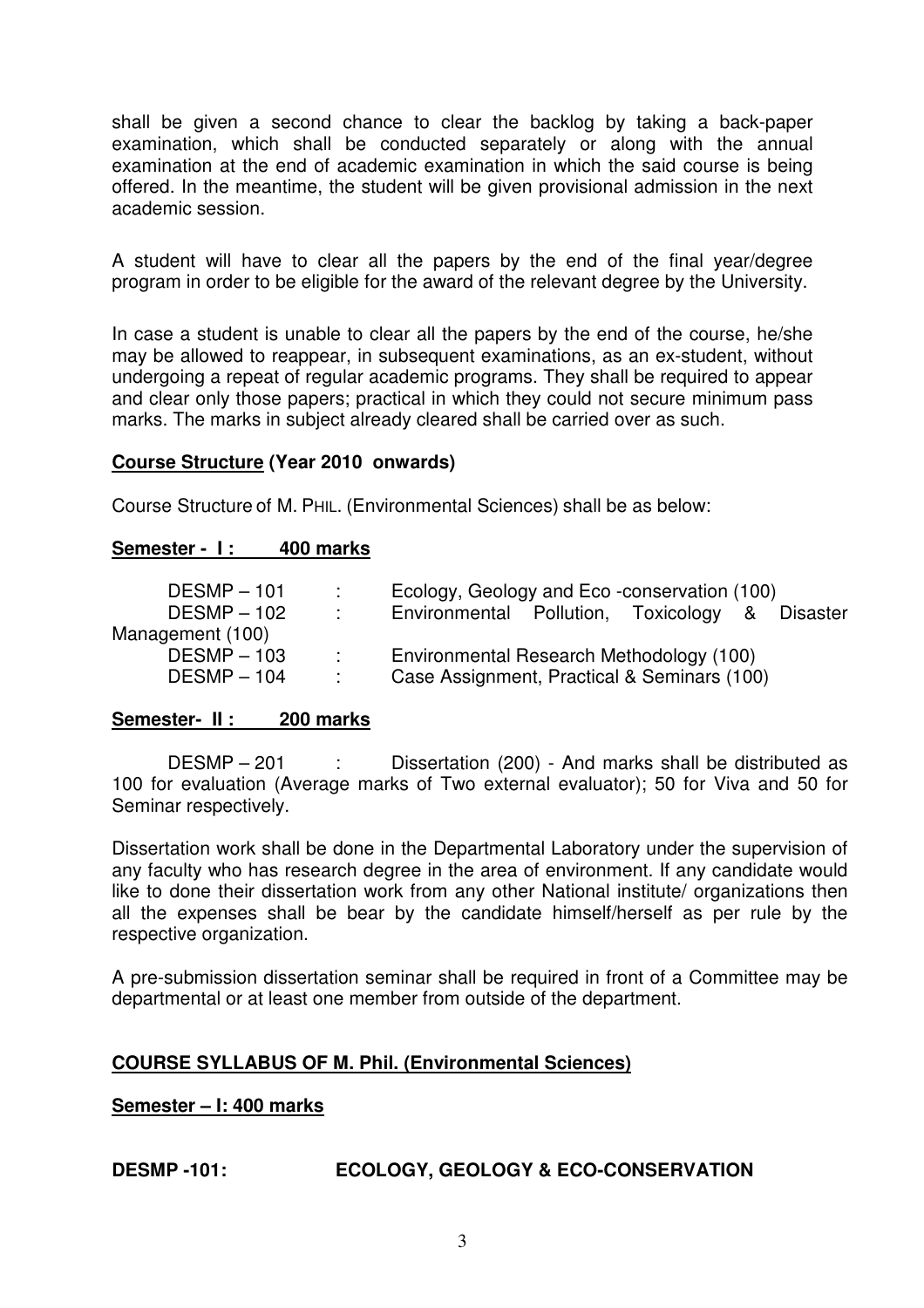shall be given a second chance to clear the backlog by taking a back-paper examination, which shall be conducted separately or along with the annual examination at the end of academic examination in which the said course is being offered. In the meantime, the student will be given provisional admission in the next academic session.

A student will have to clear all the papers by the end of the final year/degree program in order to be eligible for the award of the relevant degree by the University.

In case a student is unable to clear all the papers by the end of the course, he/she may be allowed to reappear, in subsequent examinations, as an ex-student, without undergoing a repeat of regular academic programs. They shall be required to appear and clear only those papers; practical in which they could not secure minimum pass marks. The marks in subject already cleared shall be carried over as such.

**Course Structure (Year 2010 onwards)**

Course Structure of M. PHIL. (Environmental Sciences) shall be as below:

**Semester - I : 400 marks**

DESMP – 101 : Ecology, Geology and Eco -conservation (100)
DESMP – 102 : Environmental Pollution, Toxicology & Disaster Management (100)
DESMP – 103 : Environmental Research Methodology (100)
DESMP – 104 : Case Assignment, Practical & Seminars (100)

**Semester- II : 200 marks**

DESMP – 201 : Dissertation (200) - And marks shall be distributed as 100 for evaluation (Average marks of Two external evaluator); 50 for Viva and 50 for Seminar respectively.

Dissertation work shall be done in the Departmental Laboratory under the supervision of any faculty who has research degree in the area of environment. If any candidate would like to done their dissertation work from any other National institute/ organizations then all the expenses shall be bear by the candidate himself/herself as per rule by the respective organization.

A pre-submission dissertation seminar shall be required in front of a Committee may be departmental or at least one member from outside of the department.

**COURSE SYLLABUS OF M. Phil. (Environmental Sciences)**

**Semester – I: 400 marks**

**DESMP -101: ECOLOGY, GEOLOGY & ECO-CONSERVATION**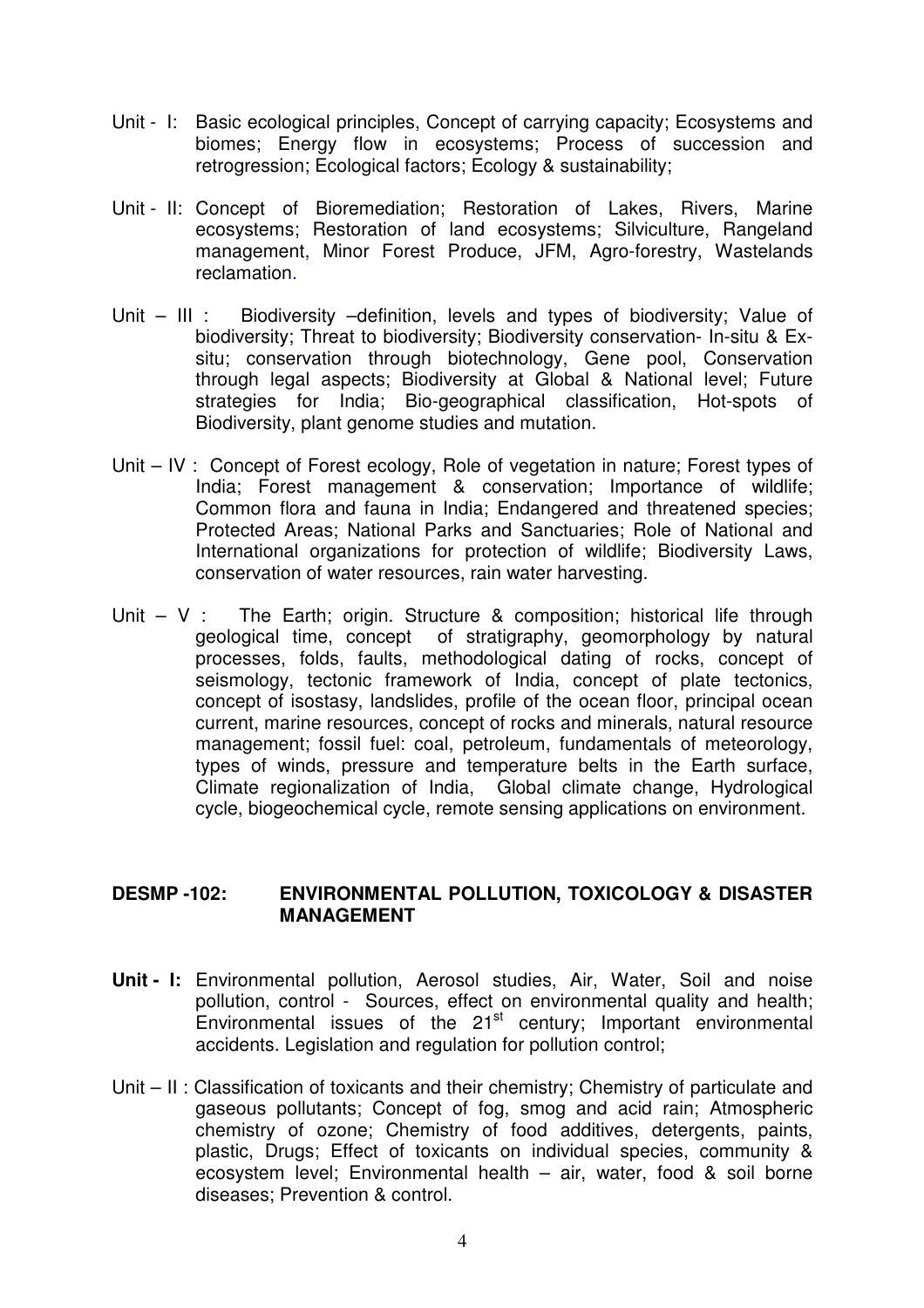Unit - I: Basic ecological principles, Concept of carrying capacity; Ecosystems and biomes; Energy flow in ecosystems; Process of succession and retrogression; Ecological factors; Ecology & sustainability;

Unit - II: Concept of Bioremediation; Restoration of Lakes, Rivers, Marine ecosystems; Restoration of land ecosystems; Silviculture, Rangeland management, Minor Forest Produce, JFM, Agro-forestry, Wastelands reclamation.

Unit – III : Biodiversity –definition, levels and types of biodiversity; Value of biodiversity; Threat to biodiversity; Biodiversity conservation- In-situ & Ex-situ; conservation through biotechnology, Gene pool, Conservation through legal aspects; Biodiversity at Global & National level; Future strategies for India; Bio-geographical classification, Hot-spots of Biodiversity, plant genome studies and mutation.

Unit – IV : Concept of Forest ecology, Role of vegetation in nature; Forest types of India; Forest management & conservation; Importance of wildlife; Common flora and fauna in India; Endangered and threatened species; Protected Areas; National Parks and Sanctuaries; Role of National and International organizations for protection of wildlife; Biodiversity Laws, conservation of water resources, rain water harvesting.

Unit – V : The Earth; origin. Structure & composition; historical life through geological time, concept of stratigraphy, geomorphology by natural processes, folds, faults, methodological dating of rocks, concept of seismology, tectonic framework of India, concept of plate tectonics, concept of isostasy, landslides, profile of the ocean floor, principal ocean current, marine resources, concept of rocks and minerals, natural resource management; fossil fuel: coal, petroleum, fundamentals of meteorology, types of winds, pressure and temperature belts in the Earth surface, Climate regionalization of India, Global climate change, Hydrological cycle, biogeochemical cycle, remote sensing applications on environment.

## DESMP -102: ENVIRONMENTAL POLLUTION, TOXICOLOGY & DISASTER MANAGEMENT

**Unit - I:** Environmental pollution, Aerosol studies, Air, Water, Soil and noise pollution, control - Sources, effect on environmental quality and health; Environmental issues of the 21st century; Important environmental accidents. Legislation and regulation for pollution control;

Unit – II : Classification of toxicants and their chemistry; Chemistry of particulate and gaseous pollutants; Concept of fog, smog and acid rain; Atmospheric chemistry of ozone; Chemistry of food additives, detergents, paints, plastic, Drugs; Effect of toxicants on individual species, community & ecosystem level; Environmental health – air, water, food & soil borne diseases; Prevention & control.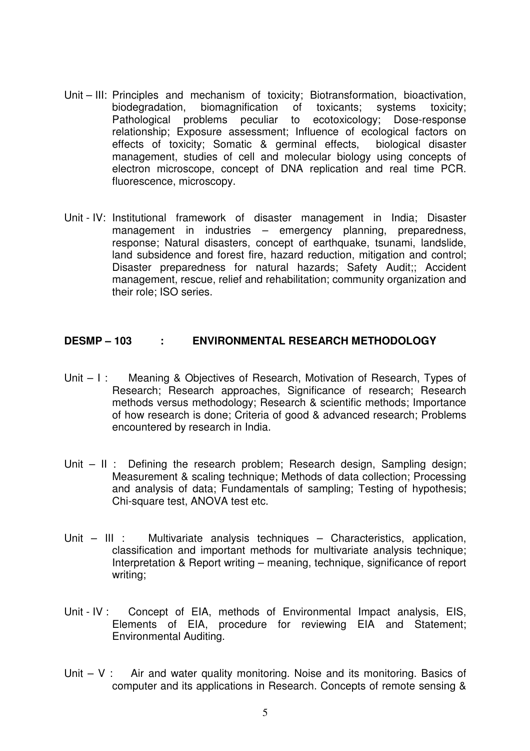Unit – III: Principles and mechanism of toxicity; Biotransformation, bioactivation, biodegradation, biomagnification of toxicants; systems toxicity; Pathological problems peculiar to ecotoxicology; Dose-response relationship; Exposure assessment; Influence of ecological factors on effects of toxicity; Somatic & germinal effects, biological disaster management, studies of cell and molecular biology using concepts of electron microscope, concept of DNA replication and real time PCR. fluorescence, microscopy.

Unit - IV: Institutional framework of disaster management in India; Disaster management in industries – emergency planning, preparedness, response; Natural disasters, concept of earthquake, tsunami, landslide, land subsidence and forest fire, hazard reduction, mitigation and control; Disaster preparedness for natural hazards; Safety Audit;; Accident management, rescue, relief and rehabilitation; community organization and their role; ISO series.

## DESMP – 103 : ENVIRONMENTAL RESEARCH METHODOLOGY

Unit – I : Meaning & Objectives of Research, Motivation of Research, Types of Research; Research approaches, Significance of research; Research methods versus methodology; Research & scientific methods; Importance of how research is done; Criteria of good & advanced research; Problems encountered by research in India.

Unit – II : Defining the research problem; Research design, Sampling design; Measurement & scaling technique; Methods of data collection; Processing and analysis of data; Fundamentals of sampling; Testing of hypothesis; Chi-square test, ANOVA test etc.

Unit – III : Multivariate analysis techniques – Characteristics, application, classification and important methods for multivariate analysis technique; Interpretation & Report writing – meaning, technique, significance of report writing;

Unit - IV : Concept of EIA, methods of Environmental Impact analysis, EIS, Elements of EIA, procedure for reviewing EIA and Statement; Environmental Auditing.

Unit – V : Air and water quality monitoring. Noise and its monitoring. Basics of computer and its applications in Research. Concepts of remote sensing &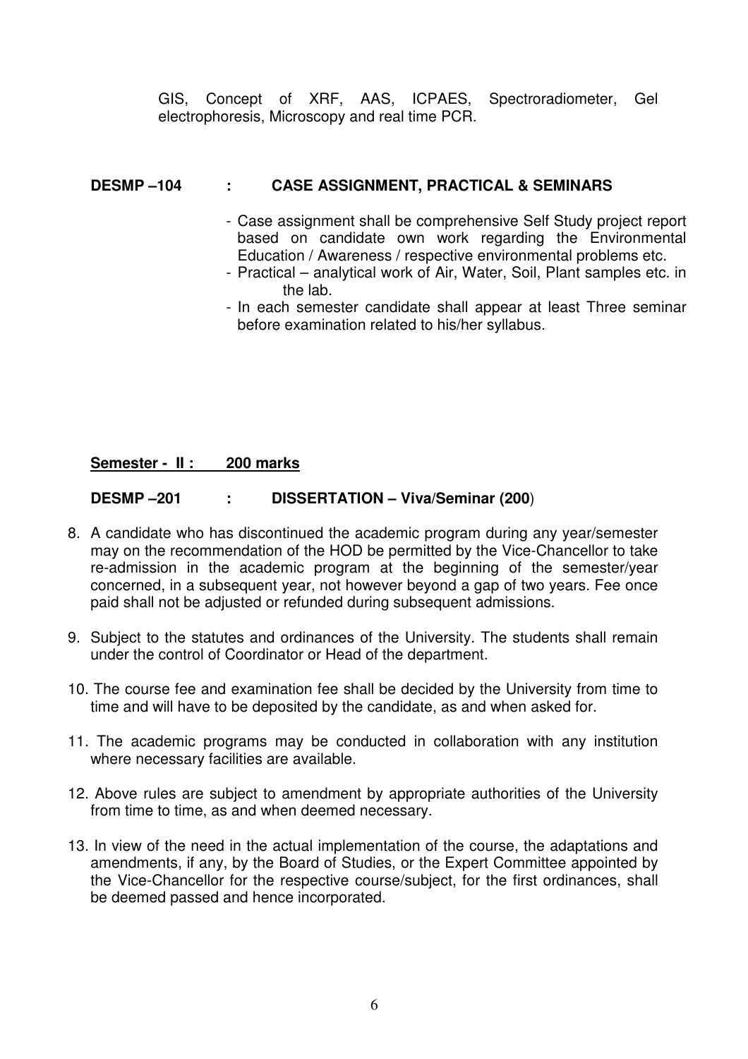GIS, Concept of XRF, AAS, ICPAES, Spectroradiometer, Gel electrophoresis, Microscopy and real time PCR.

**DESMP –104 : CASE ASSIGNMENT, PRACTICAL & SEMINARS**

- Case assignment shall be comprehensive Self Study project report based on candidate own work regarding the Environmental Education / Awareness / respective environmental problems etc.
- Practical – analytical work of Air, Water, Soil, Plant samples etc. in the lab.
- In each semester candidate shall appear at least Three seminar before examination related to his/her syllabus.

**Semester - II : 200 marks**

**DESMP –201 : DISSERTATION – Viva/Seminar (200)**

8. A candidate who has discontinued the academic program during any year/semester may on the recommendation of the HOD be permitted by the Vice-Chancellor to take re-admission in the academic program at the beginning of the semester/year concerned, in a subsequent year, not however beyond a gap of two years. Fee once paid shall not be adjusted or refunded during subsequent admissions.

9. Subject to the statutes and ordinances of the University. The students shall remain under the control of Coordinator or Head of the department.

10. The course fee and examination fee shall be decided by the University from time to time and will have to be deposited by the candidate, as and when asked for.

11. The academic programs may be conducted in collaboration with any institution where necessary facilities are available.

12. Above rules are subject to amendment by appropriate authorities of the University from time to time, as and when deemed necessary.

13. In view of the need in the actual implementation of the course, the adaptations and amendments, if any, by the Board of Studies, or the Expert Committee appointed by the Vice-Chancellor for the respective course/subject, for the first ordinances, shall be deemed passed and hence incorporated.